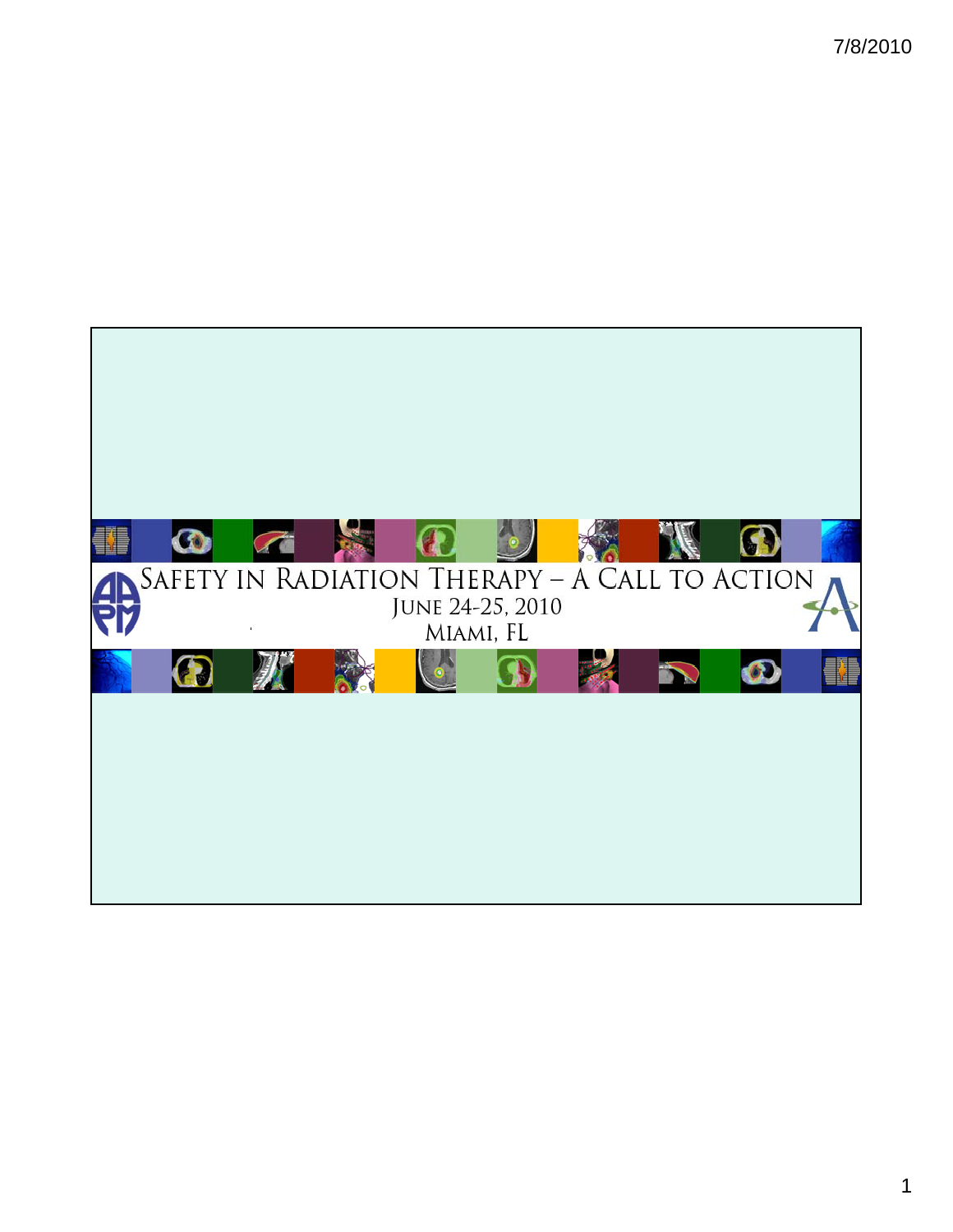# Safety in Radiation Therapy – A Call to Action

June 24-25, 2010

Miami, FL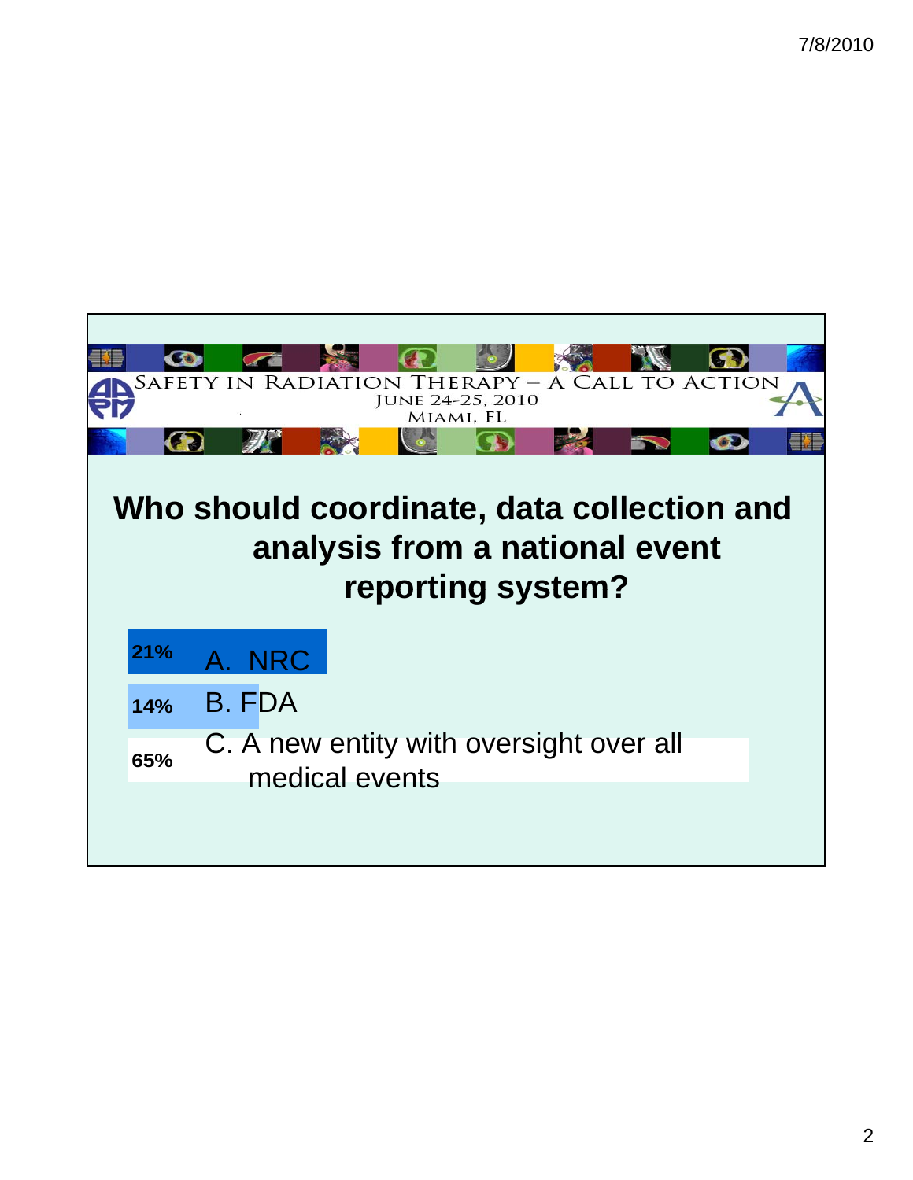Safety in Radiation Therapy – A Call to Action
June 24-25, 2010
Miami, FL

## Who should coordinate, data collection and analysis from a national event reporting system?

| | |
|---|---|
| 21% | A. NRC |
| 14% | B. FDA |
| 65% | C. A new entity with oversight over all medical events |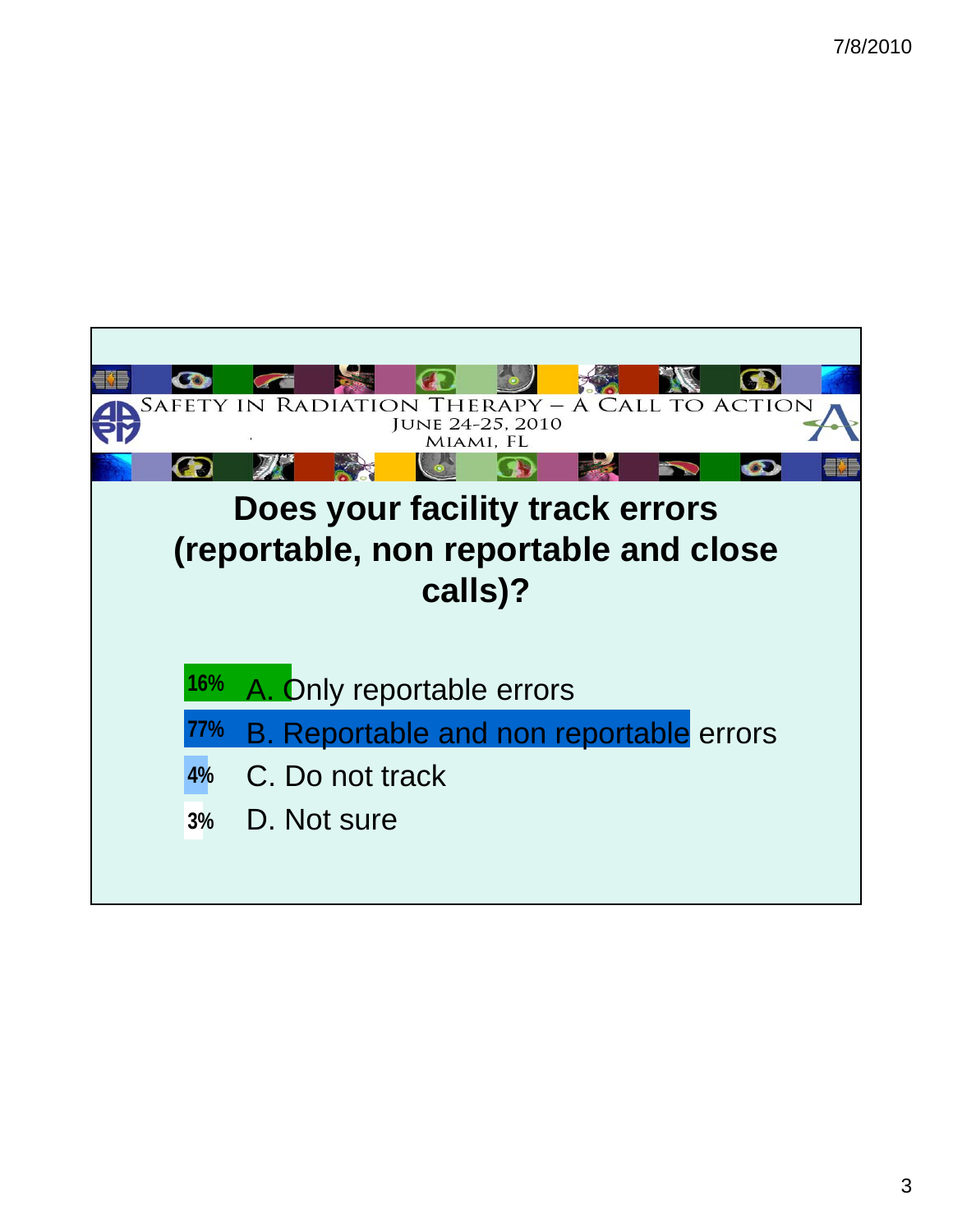Safety in Radiation Therapy – A Call to Action

June 24-25, 2010

Miami, FL

## Does your facility track errors (reportable, non reportable and close calls)?

| % | Response |
|---|---|
| 16% | A. Only reportable errors |
| 77% | B. Reportable and non reportable errors |
| 4% | C. Do not track |
| 3% | D. Not sure |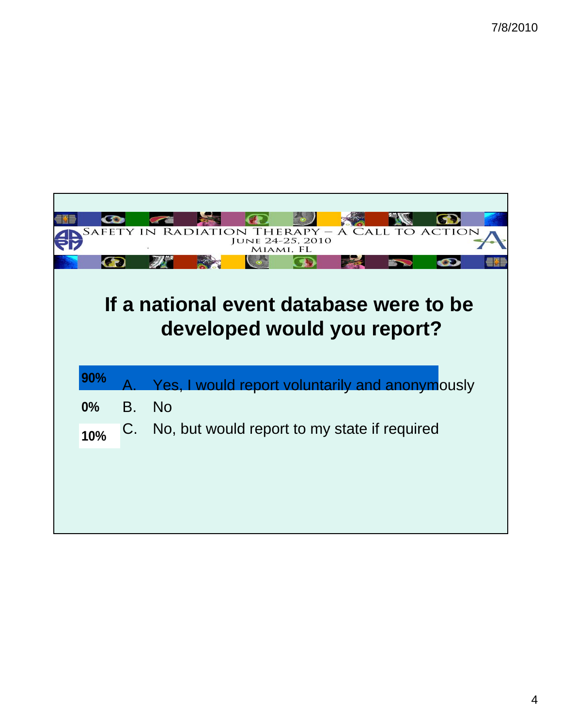SAFETY IN RADIATION THERAPY – A CALL TO ACTION
JUNE 24-25, 2010
MIAMI, FL

## If a national event database were to be developed would you report?

| | | |
|---|---|---|
| 90% | A. | Yes, I would report voluntarily and anonymously |
| 0% | B. | No |
| 10% | C. | No, but would report to my state if required |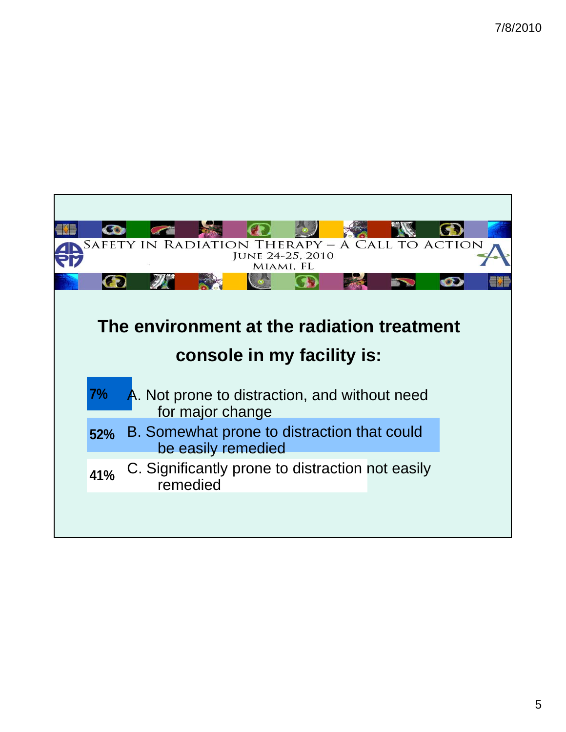SAFETY IN RADIATION THERAPY – A CALL TO ACTION
JUNE 24-25, 2010
MIAMI, FL

## The environment at the radiation treatment console in my facility is:

- **7%** A. Not prone to distraction, and without need for major change
- **52%** B. Somewhat prone to distraction that could be easily remedied
- **41%** C. Significantly prone to distraction not easily remedied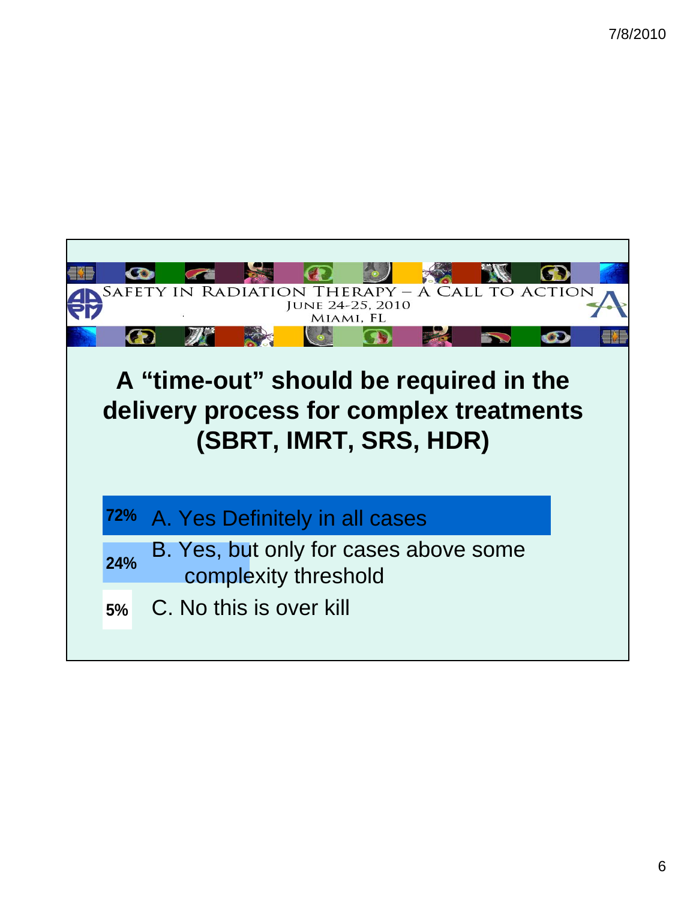SAFETY IN RADIATION THERAPY – A CALL TO ACTION
JUNE 24-25, 2010
MIAMI, FL

## A "time-out" should be required in the delivery process for complex treatments (SBRT, IMRT, SRS, HDR)

| % | Response |
|---|---|
| 72% | A. Yes Definitely in all cases |
| 24% | B. Yes, but only for cases above some complexity threshold |
| 5% | C. No this is over kill |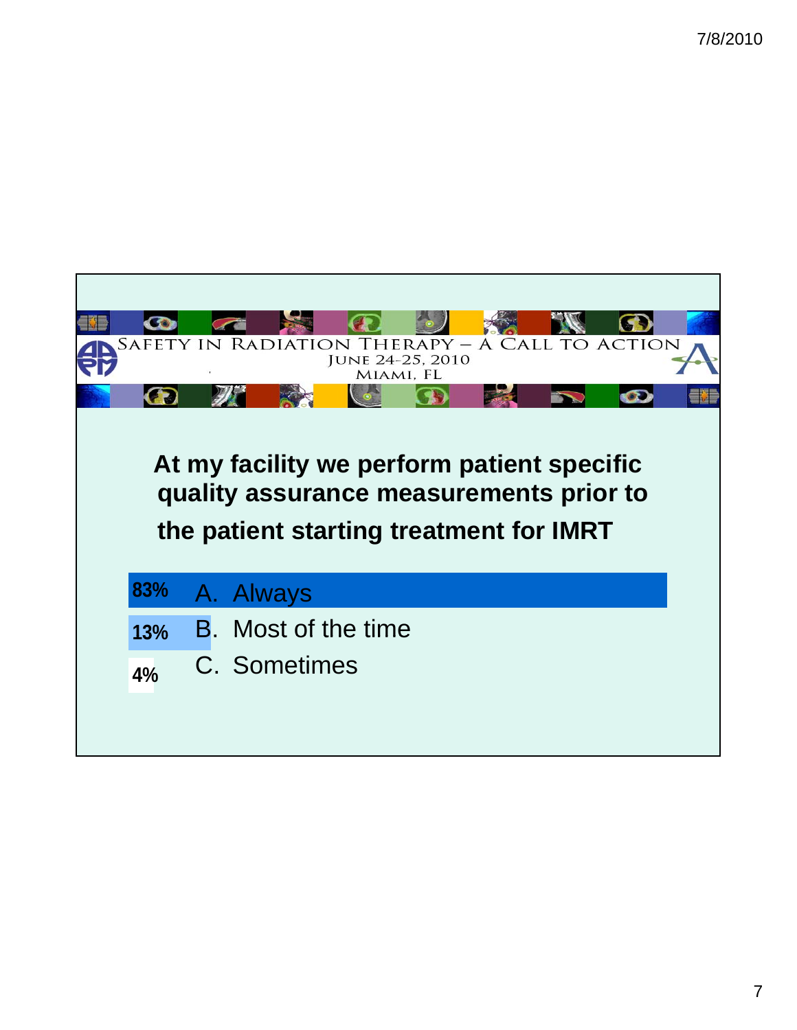SAFETY IN RADIATION THERAPY – A CALL TO ACTION
JUNE 24-25, 2010
MIAMI, FL

**At my facility we perform patient specific quality assurance measurements prior to the patient starting treatment for IMRT**

| % | Response |
|---|---|
| 83% | A. Always |
| 13% | B. Most of the time |
| 4% | C. Sometimes |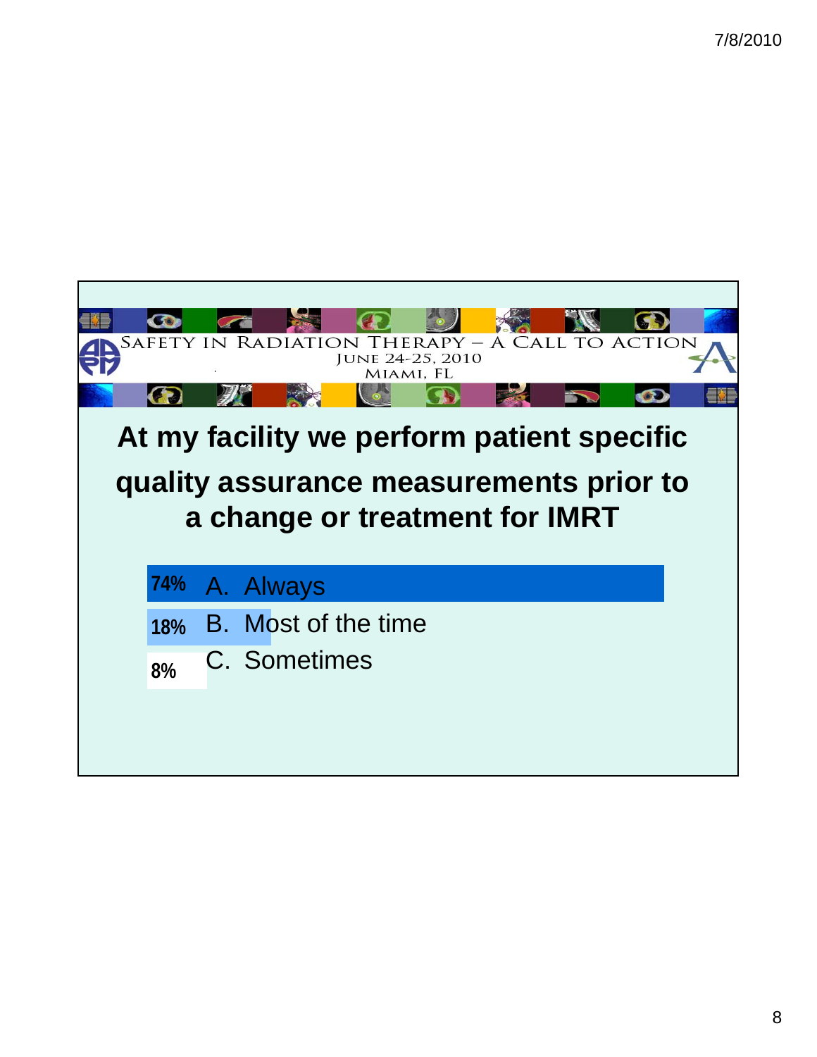Safety in Radiation Therapy – A Call to Action
June 24-25, 2010
Miami, FL

## At my facility we perform patient specific quality assurance measurements prior to a change or treatment for IMRT

- 74% A. Always
- 18% B. Most of the time
- 8% C. Sometimes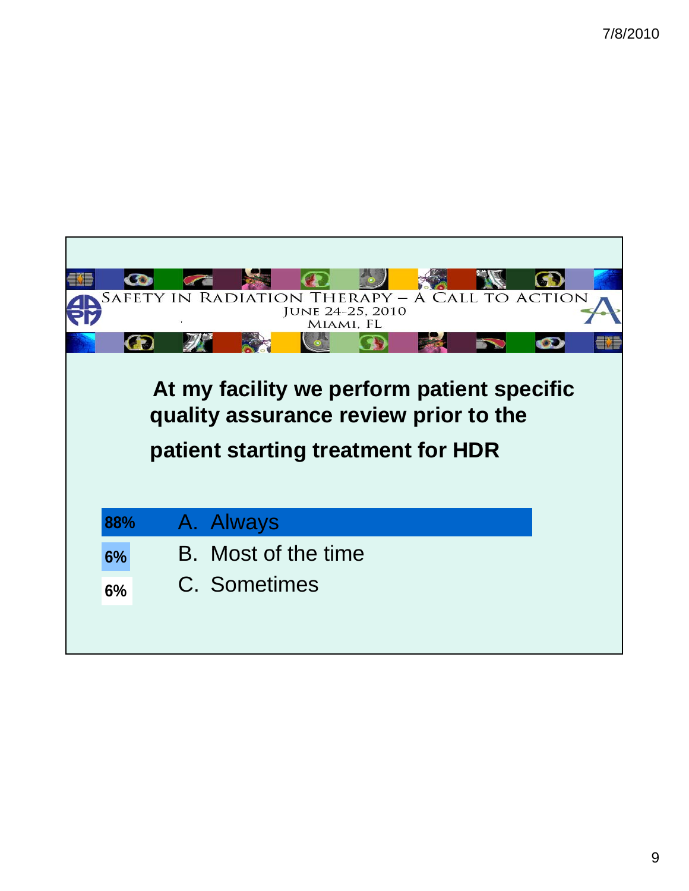SAFETY IN RADIATION THERAPY – A CALL TO ACTION
JUNE 24-25, 2010
MIAMI, FL

**At my facility we perform patient specific quality assurance review prior to the patient starting treatment for HDR**

| | |
|---|---|
| 88% | A. Always |
| 6% | B. Most of the time |
| 6% | C. Sometimes |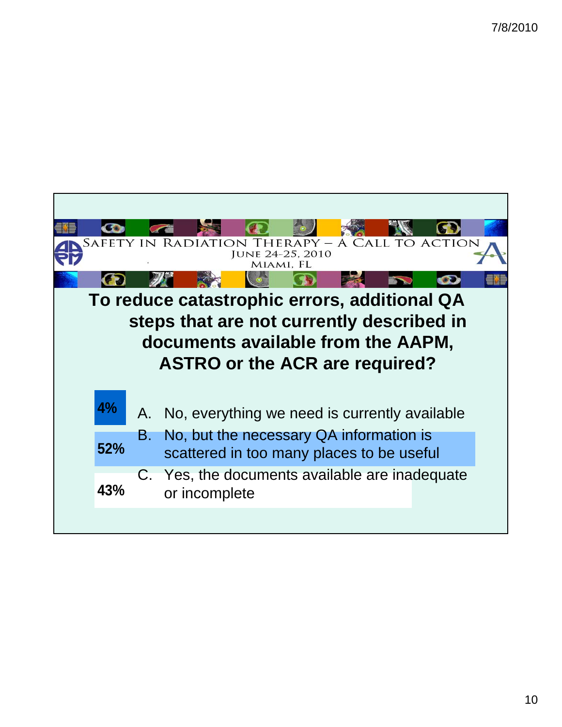Safety in Radiation Therapy – A Call to Action
June 24-25, 2010
Miami, FL

## To reduce catastrophic errors, additional QA steps that are not currently described in documents available from the AAPM, ASTRO or the ACR are required?

| | |
|---|---|
| 4% | A. No, everything we need is currently available |
| 52% | B. No, but the necessary QA information is scattered in too many places to be useful |
| 43% | C. Yes, the documents available are inadequate or incomplete |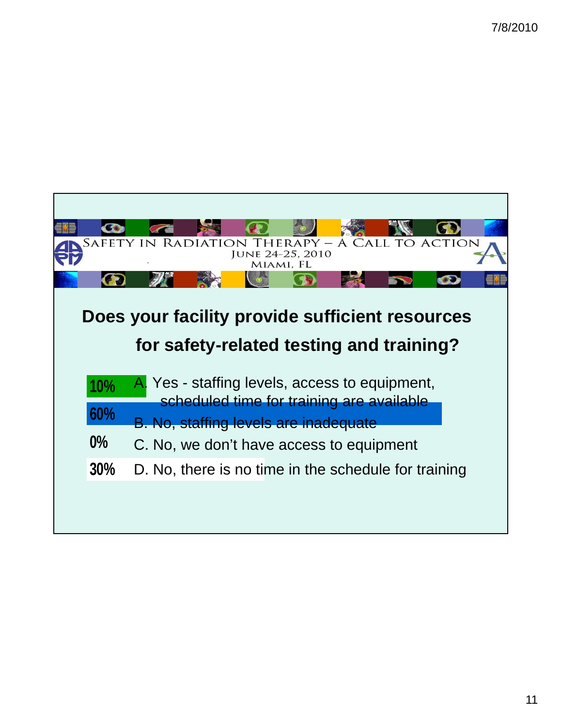SAFETY IN RADIATION THERAPY – A CALL TO ACTION
JUNE 24-25, 2010
MIAMI, FL

**Does your facility provide sufficient resources for safety-related testing and training?**

| | |
|---|---|
| 10% | A. Yes - staffing levels, access to equipment, scheduled time for training are available |
| 60% | B. No, staffing levels are inadequate |
| 0% | C. No, we don't have access to equipment |
| 30% | D. No, there is no time in the schedule for training |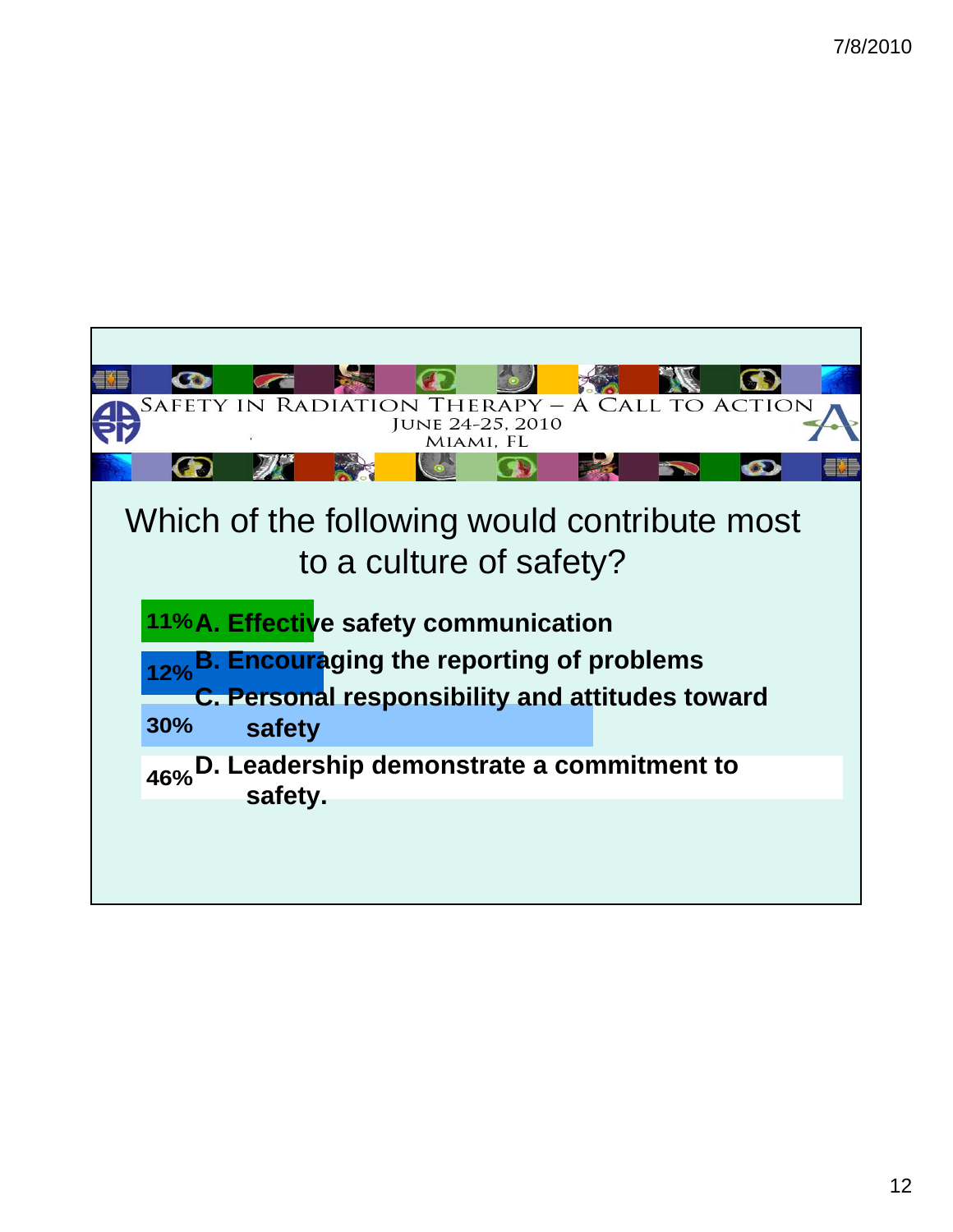SAFETY IN RADIATION THERAPY – A CALL TO ACTION
JUNE 24-25, 2010
MIAMI, FL

## Which of the following would contribute most to a culture of safety?

- 11% **A. Effective safety communication**
- 12% **B. Encouraging the reporting of problems**
- 30% **C. Personal responsibility and attitudes toward safety**
- 46% **D. Leadership demonstrate a commitment to safety.**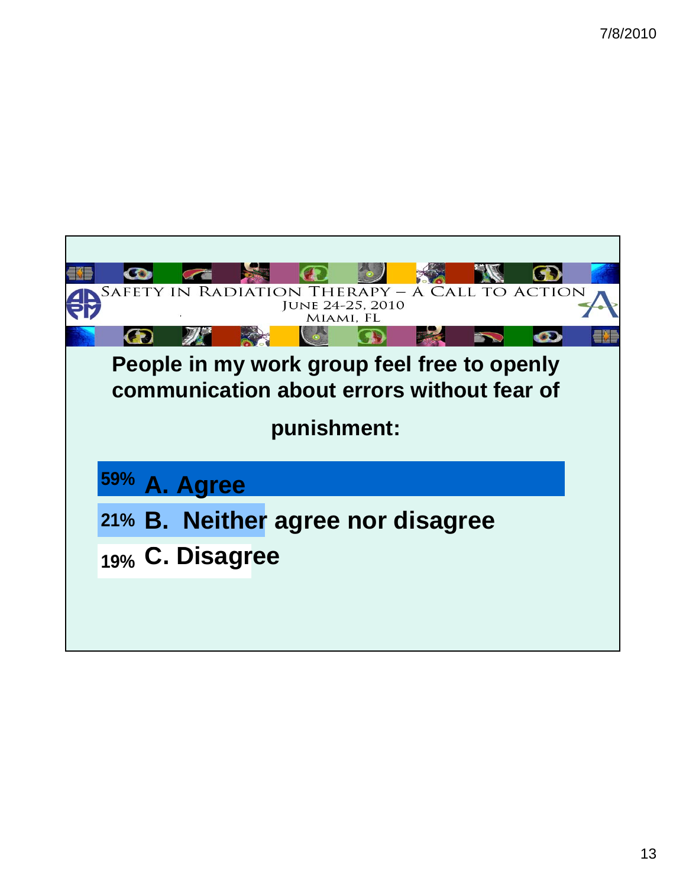SAFETY IN RADIATION THERAPY – A CALL TO ACTION
JUNE 24-25, 2010
MIAMI, FL

**People in my work group feel free to openly communication about errors without fear of punishment:**

- 59% **A. Agree**
- 21% **B. Neither agree nor disagree**
- 19% **C. Disagree**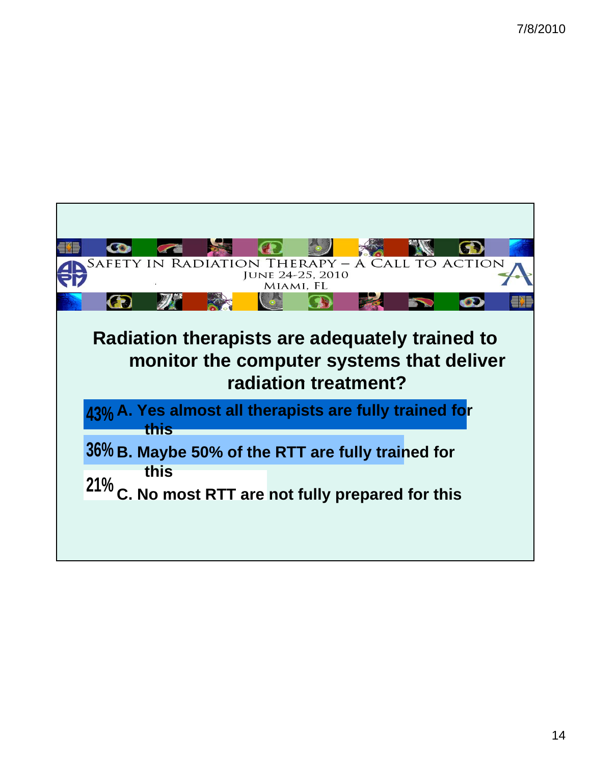SAFETY IN RADIATION THERAPY – A CALL TO ACTION
JUNE 24-25, 2010
MIAMI, FL

## Radiation therapists are adequately trained to monitor the computer systems that deliver radiation treatment?

- 43% **A. Yes almost all therapists are fully trained for this**
- 36% **B. Maybe 50% of the RTT are fully trained for this**
- 21% **C. No most RTT are not fully prepared for this**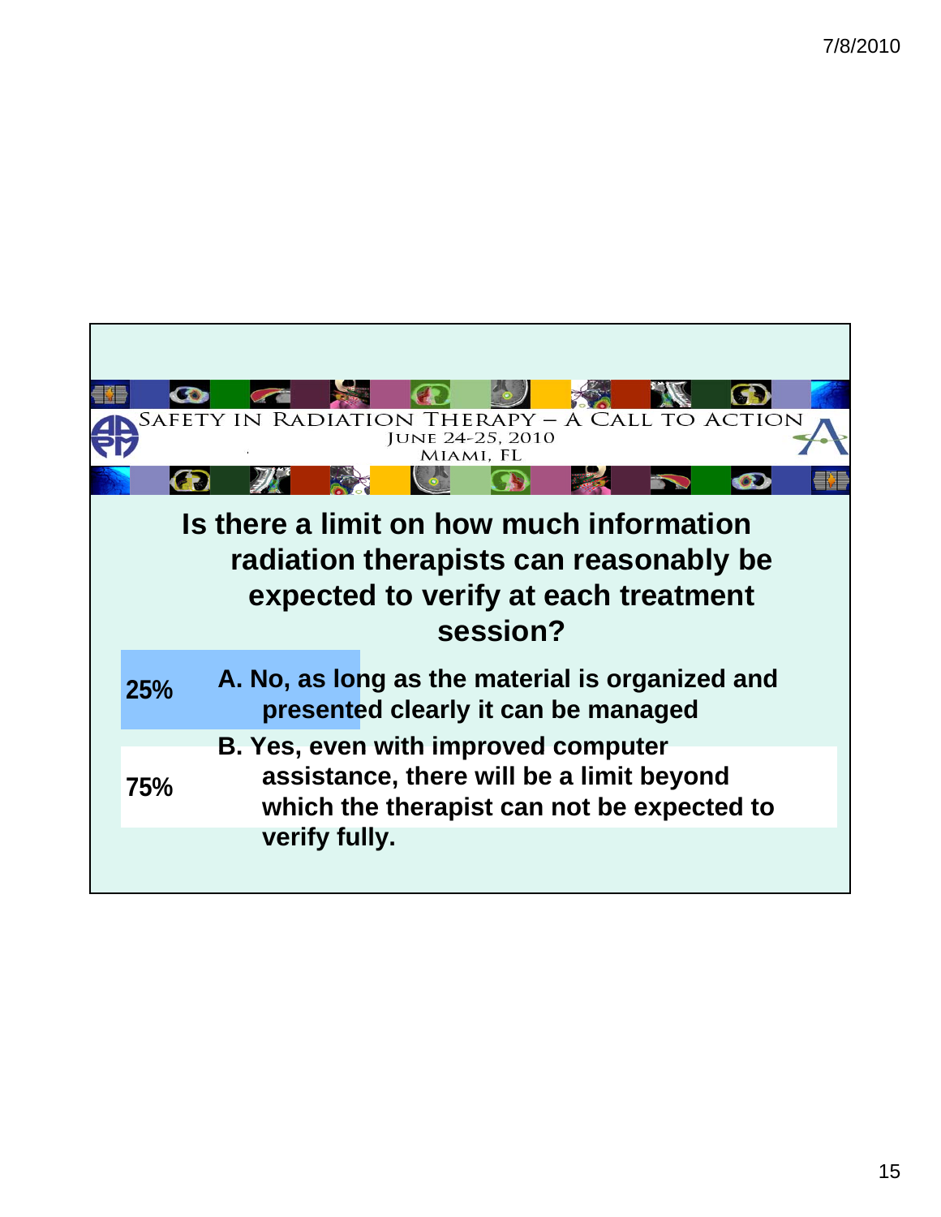Safety in Radiation Therapy – A Call to Action
June 24-25, 2010
Miami, FL

## Is there a limit on how much information radiation therapists can reasonably be expected to verify at each treatment session?

| | |
|---|---|
| 25% | **A. No, as long as the material is organized and presented clearly it can be managed** |
| 75% | **B. Yes, even with improved computer assistance, there will be a limit beyond which the therapist can not be expected to verify fully.** |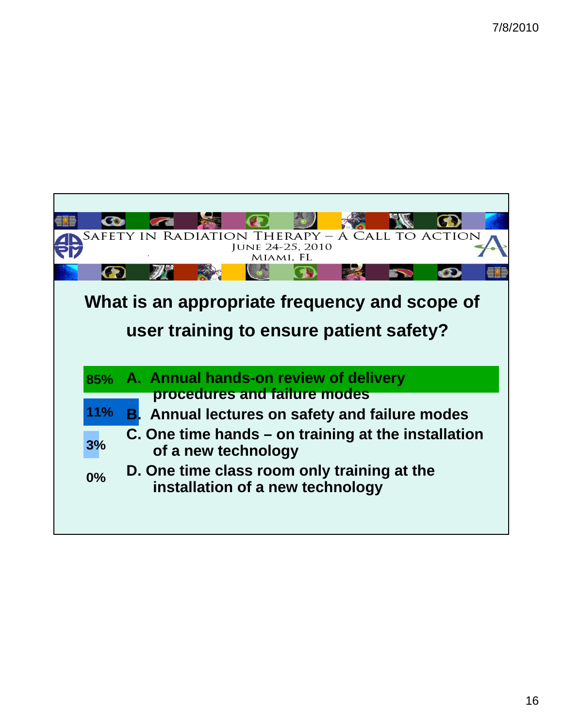SAFETY IN RADIATION THERAPY – A CALL TO ACTION
JUNE 24-25, 2010
MIAMI, FL

## What is an appropriate frequency and scope of user training to ensure patient safety?

| | |
|---|---|
| 85% | **A. Annual hands-on review of delivery procedures and failure modes** |
| 11% | **B. Annual lectures on safety and failure modes** |
| 3% | **C. One time hands – on training at the installation of a new technology** |
| 0% | **D. One time class room only training at the installation of a new technology** |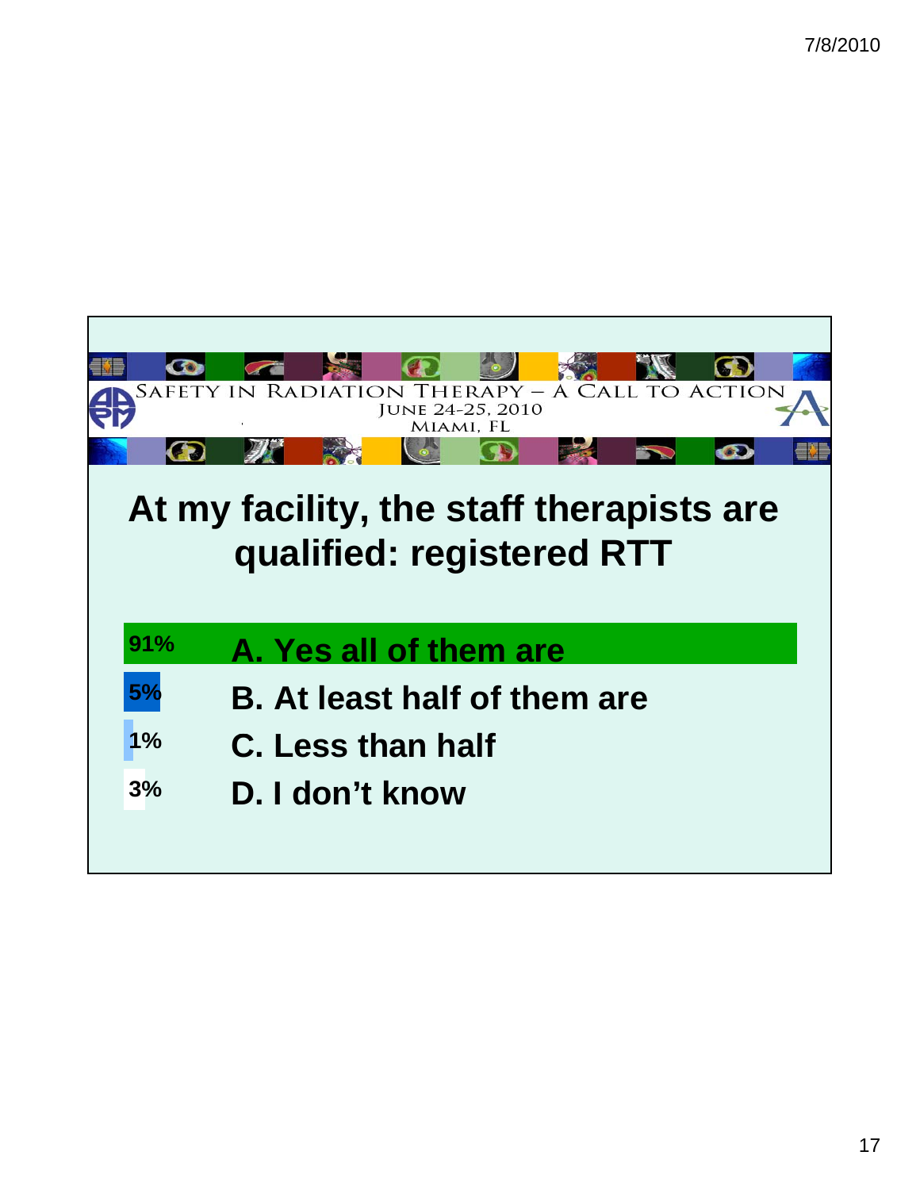SAFETY IN RADIATION THERAPY – A CALL TO ACTION
JUNE 24-25, 2010
MIAMI, FL

## At my facility, the staff therapists are qualified: registered RTT

| | |
|---|---|
| 91% | **A. Yes all of them are** |
| 5% | **B. At least half of them are** |
| 1% | **C. Less than half** |
| 3% | **D. I don't know** |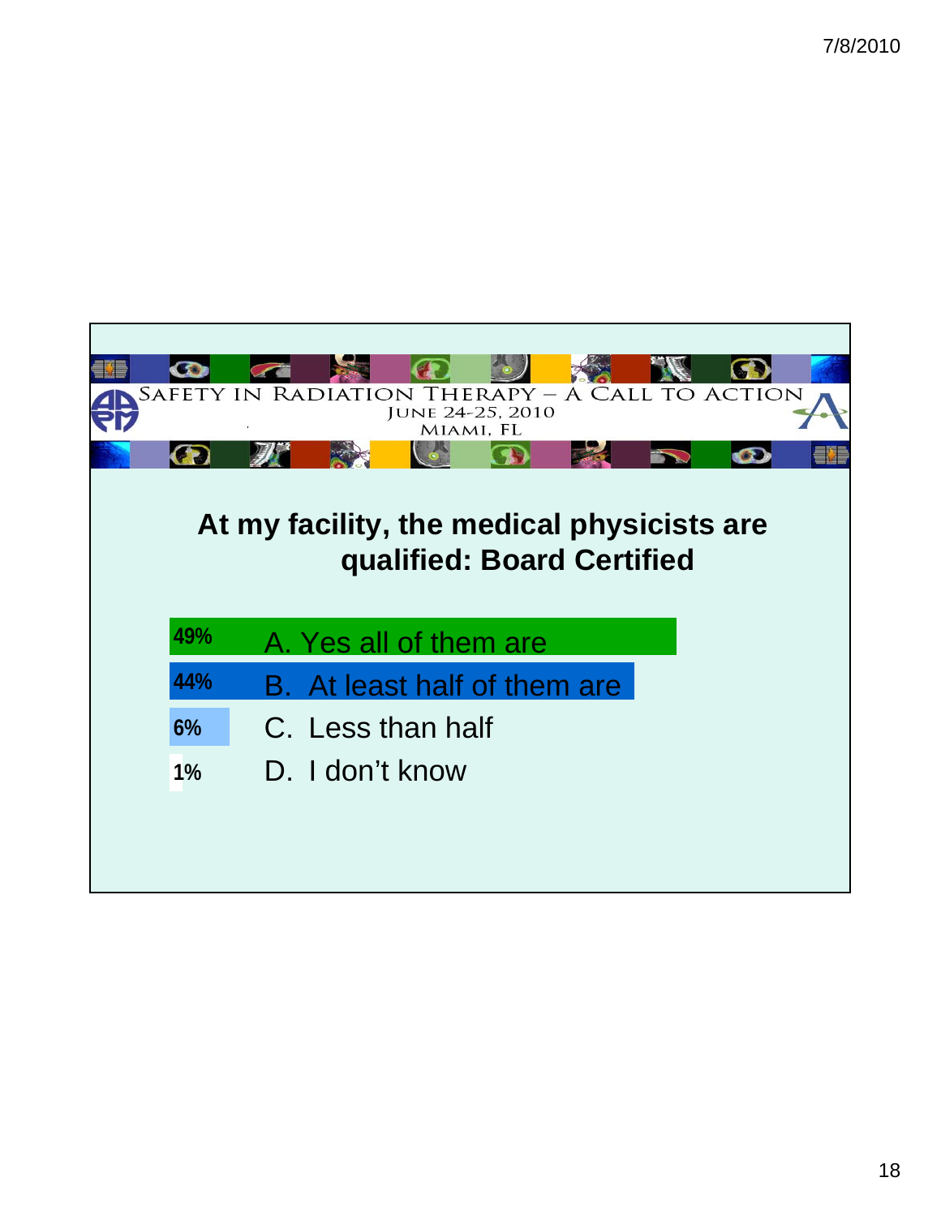SAFETY IN RADIATION THERAPY – A CALL TO ACTION
JUNE 24-25, 2010
MIAMI, FL

## At my facility, the medical physicists are qualified: Board Certified

| | |
|---|---|
| 49% | A. Yes all of them are |
| 44% | B. At least half of them are |
| 6% | C. Less than half |
| 1% | D. I don't know |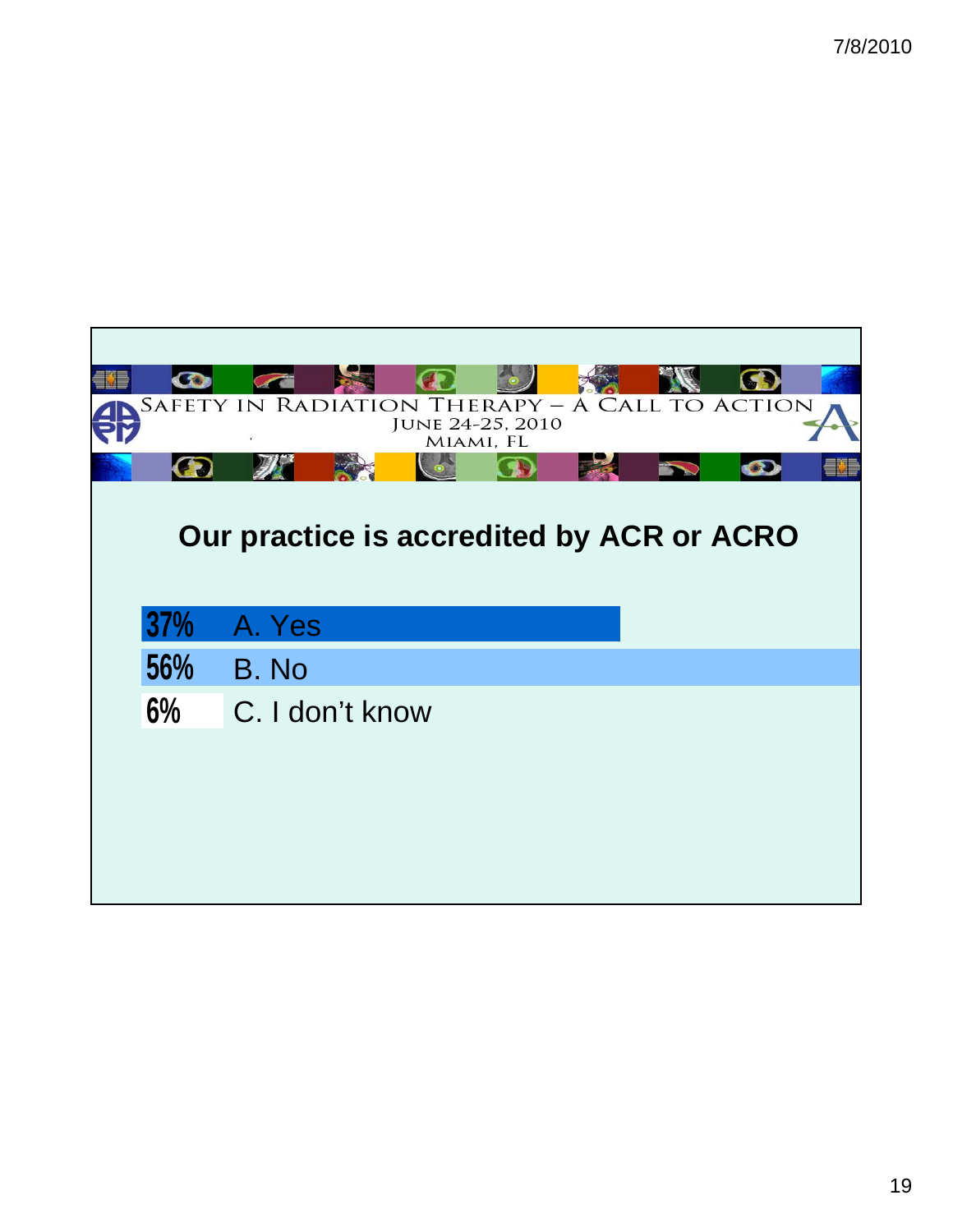SAFETY IN RADIATION THERAPY – A CALL TO ACTION
JUNE 24-25, 2010
MIAMI, FL

## Our practice is accredited by ACR or ACRO

| % | Response |
|---|---|
| 37% | A. Yes |
| 56% | B. No |
| 6% | C. I don't know |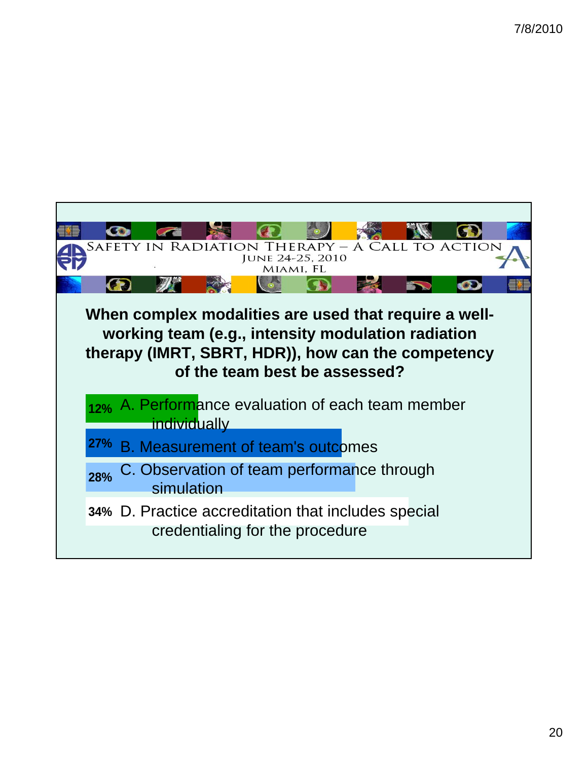SAFETY IN RADIATION THERAPY – A CALL TO ACTION
JUNE 24-25, 2010
MIAMI, FL

**When complex modalities are used that require a well-working team (e.g., intensity modulation radiation therapy (IMRT, SBRT, HDR)), how can the competency of the team best be assessed?**

| Response | Option |
| --- | --- |
| 12% | A. Performance evaluation of each team member individually |
| 27% | B. Measurement of team's outcomes |
| 28% | C. Observation of team performance through simulation |
| 34% | D. Practice accreditation that includes special credentialing for the procedure |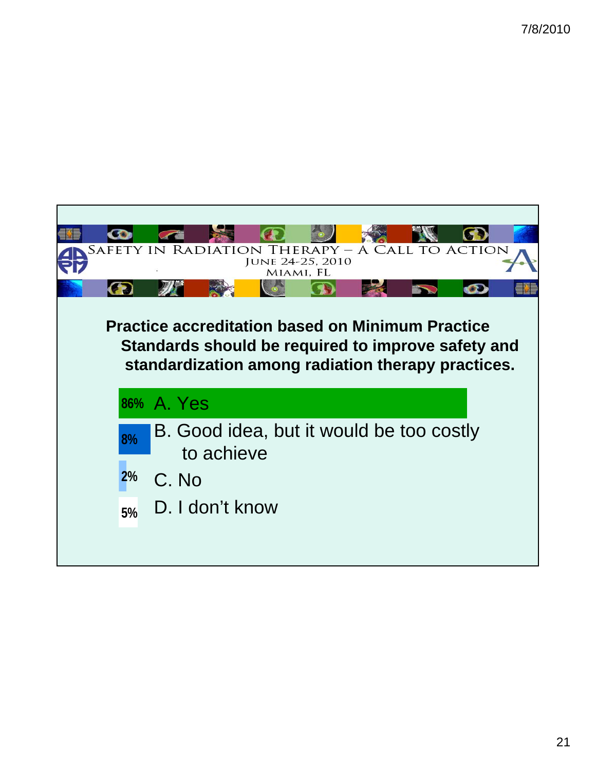SAFETY IN RADIATION THERAPY – A CALL TO ACTION
JUNE 24-25, 2010
MIAMI, FL

**Practice accreditation based on Minimum Practice Standards should be required to improve safety and standardization among radiation therapy practices.**

| % | Response |
|---|---|
| 86% | A. Yes |
| 8% | B. Good idea, but it would be too costly to achieve |
| 2% | C. No |
| 5% | D. I don't know |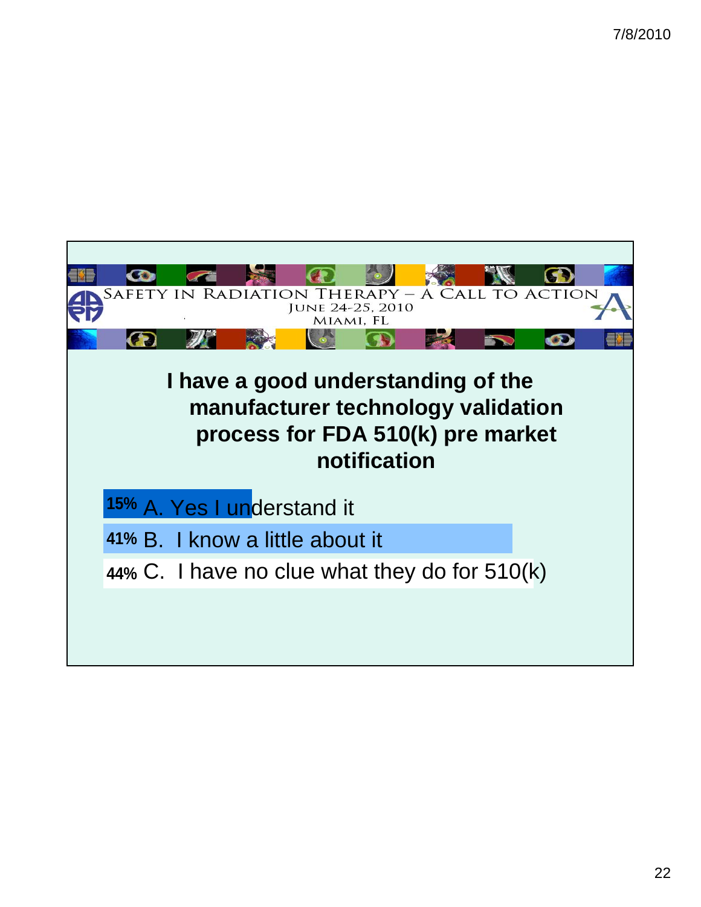Safety in Radiation Therapy – A Call to Action
June 24-25, 2010
Miami, FL

**I have a good understanding of the manufacturer technology validation process for FDA 510(k) pre market notification**

- 15% A. Yes I understand it
- 41% B. I know a little about it
- 44% C. I have no clue what they do for 510(k)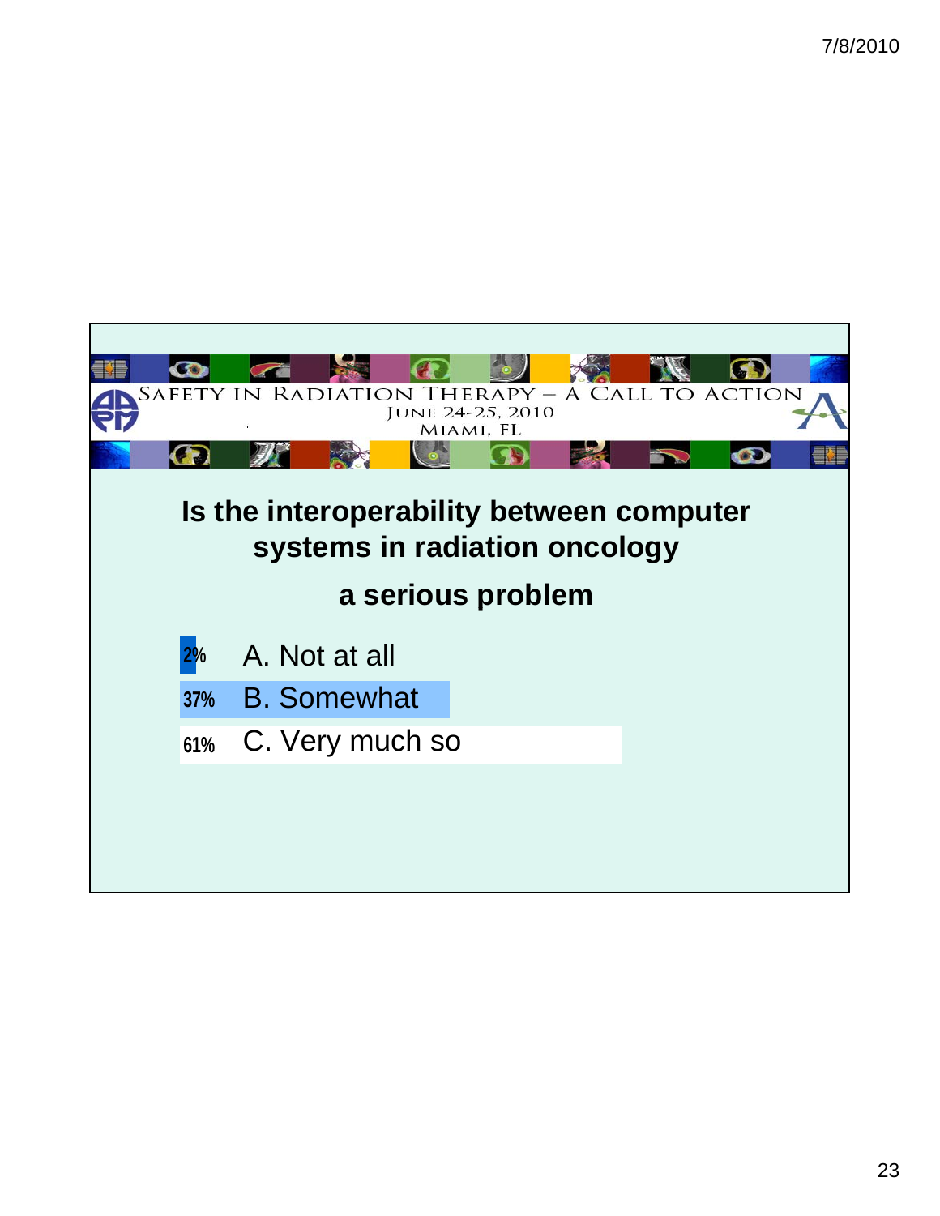Safety in Radiation Therapy – A Call to Action
June 24-25, 2010
Miami, FL

## Is the interoperability between computer systems in radiation oncology a serious problem

2% A. Not at all

37% B. Somewhat

61% C. Very much so